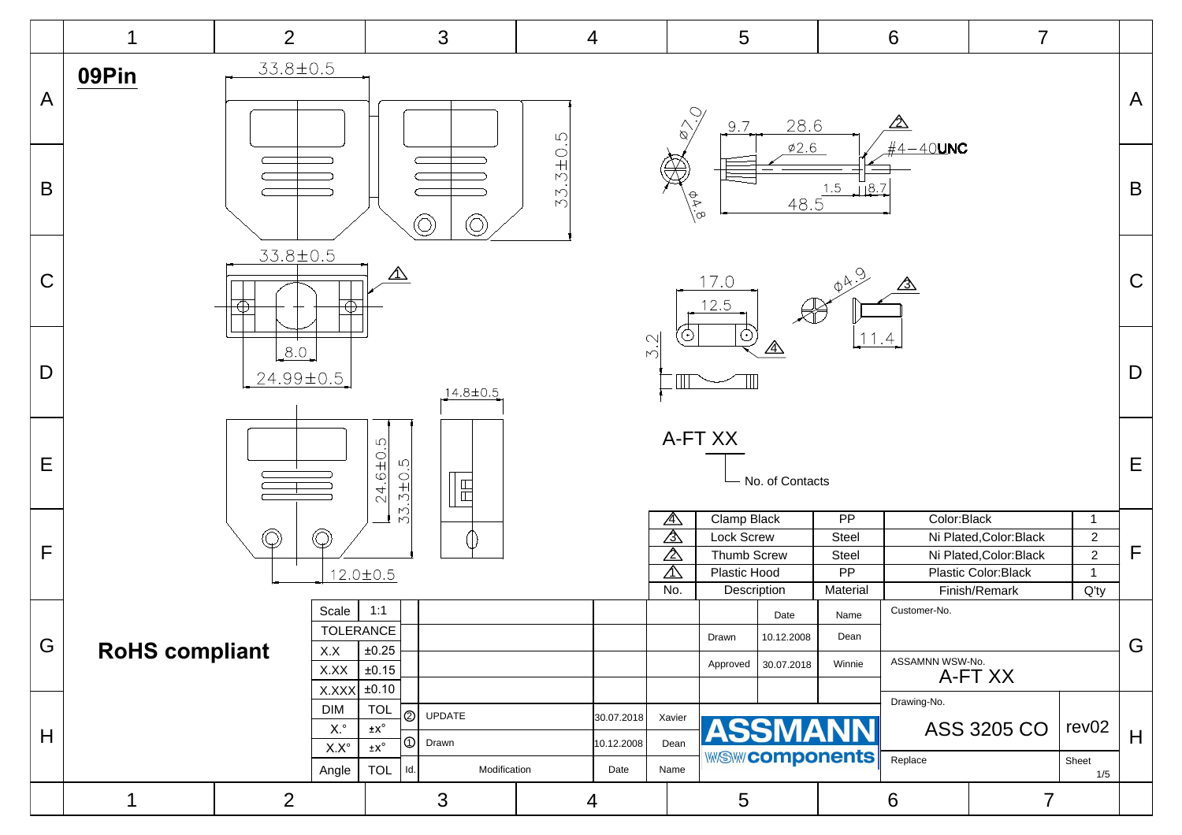# 09Pin

33.8±0.5

33.3±0.5

Ø7.0 9.7 28.6 Ø2.6 #4-40UNC 1.5 8.7 48.5 Ø4.8

33.8±0.5

8.0

24.99±0.5

17.0 12.5 3.2 Ø4.9 11.4

14.8±0.5

24.6±0.5 33.3±0.5

12.0±0.5

A-FT XX

No. of Contacts

| No. | Description | Material | Finish/Remark | Q'ty |
|---|---|---|---|---|
| 4 | Clamp Black | PP | Color:Black | 1 |
| 3 | Lock Screw | Steel | Ni Plated,Color:Black | 2 |
| 2 | Thumb Screw | Steel | Ni Plated,Color:Black | 2 |
| 1 | Plastic Hood | PP | Plastic Color:Black | 1 |

**RoHS compliant**

| Scale | 1:1 |
|---|---|
| TOLERANCE | |
| X.X | ±0.25 |
| X.XX | ±0.15 |
| X.XXX | ±0.10 |
| DIM | TOL |
| X.° | ±x° |
| X.X° | ±x° |
| Angle | TOL |

| Id. | Modification | Date | Name |
|---|---|---|---|
| 2 | UPDATE | 30.07.2018 | Xavier |
| 1 | Drawn | 10.12.2008 | Dean |

| | Date | Name |
|---|---|---|
| Drawn | 10.12.2008 | Dean |
| Approved | 30.07.2018 | Winnie |

ASSMANN WSW components

Customer-No.

ASSMANN WSW-No. A-FT XX

Drawing-No. ASS 3205 CO rev02

Replace

Sheet 1/5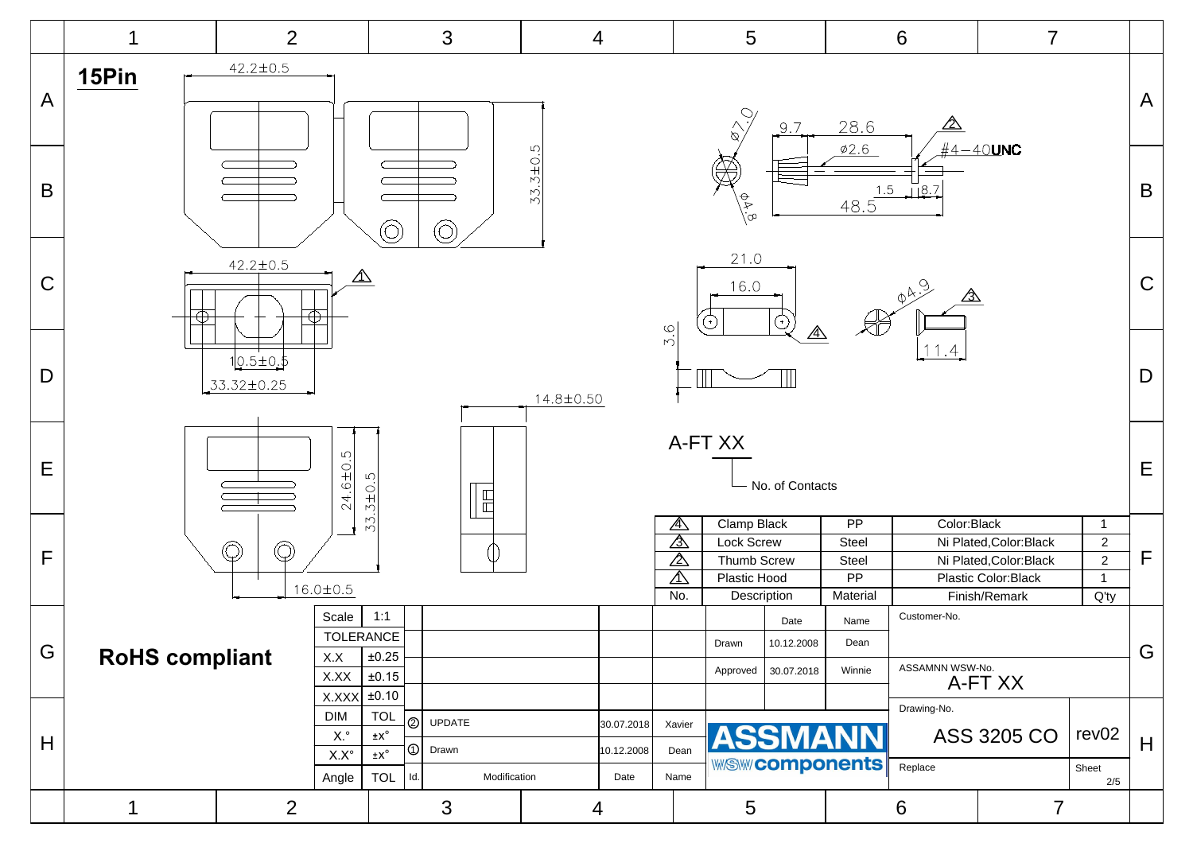## 15Pin

42.2±0.5

33.3±0.5

42.2±0.5

10.5±0.5

33.32±0.25

14.8±0.50

24.6±0.5

33.3±0.5

16.0±0.5

Ø7.0

9.7

28.6

Ø2.6

#4-40**UNC**

Ø4.8

1.5

8.7

48.5

21.0

16.0

3.6

Ø4.9

11.4

A-FT XX

No. of Contacts

| No. | Description | Material | Finish/Remark | Q'ty |
|---|---|---|---|---|
| 4 | Clamp Black | PP | Color:Black | 1 |
| 3 | Lock Screw | Steel | Ni Plated,Color:Black | 2 |
| 2 | Thumb Screw | Steel | Ni Plated,Color:Black | 2 |
| 1 | Plastic Hood | PP | Plastic Color:Black | 1 |

**RoHS compliant**

| Scale | 1:1 |
|---|---|
| TOLERANCE | |
| X.X | ±0.25 |
| X.XX | ±0.15 |
| X.XXX | ±0.10 |
| DIM | TOL |
| X.° | ±x° |
| X.X° | ±x° |
| Angle | TOL |

| Id. | Modification | Date | Name |
|---|---|---|---|
| 2 | UPDATE | 30.07.2018 | Xavier |
| 1 | Drawn | 10.12.2008 | Dean |

| | Date | Name |
|---|---|---|
| Drawn | 10.12.2008 | Dean |
| Approved | 30.07.2018 | Winnie |

ASSMANN WSW components

Customer-No.

ASSAMNN WSW-No. A-FT XX

Drawing-No. ASS 3205 CO

rev02

Replace

Sheet 2/5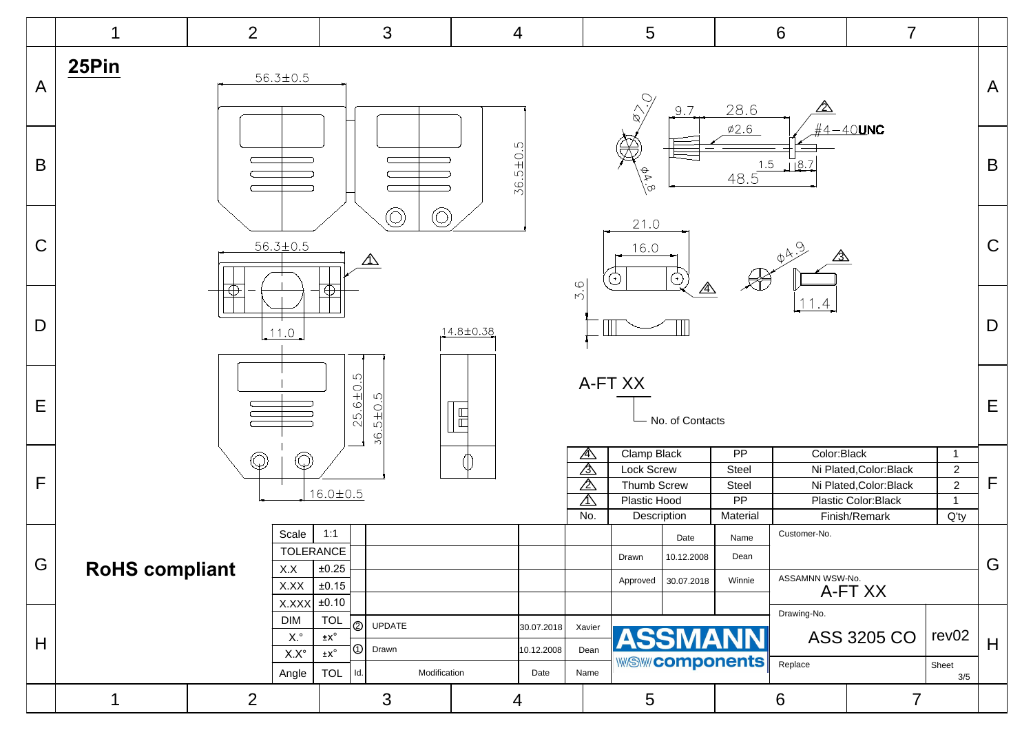# 25Pin

56.3±0.5

36.5±0.5

56.3±0.5

11.0

14.8±0.38

25.6±0.5

36.5±0.5

16.0±0.5

Ø7.0

Ø4.8

9.7

28.6

Ø2.6

#4-40**UNC**

1.5

8.7

48.5

21.0

16.0

3.6

Ø4.9

11.4

A-FT XX

No. of Contacts

| No. | Description | Material | Finish/Remark | Q'ty |
|---|---|---|---|---|
| 4 | Clamp Black | PP | Color:Black | 1 |
| 3 | Lock Screw | Steel | Ni Plated,Color:Black | 2 |
| 2 | Thumb Screw | Steel | Ni Plated,Color:Black | 2 |
| 1 | Plastic Hood | PP | Plastic Color:Black | 1 |

**RoHS compliant**

| Scale | 1:1 |
|---|---|
| TOLERANCE | |
| X.X | ±0.25 |
| X.XX | ±0.15 |
| X.XXX | ±0.10 |
| DIM | TOL |
| X.° | ±x° |
| X.X° | ±x° |
| Angle | TOL |

| Id. | Modification | Date | Name |
|---|---|---|---|
| 2 | UPDATE | 30.07.2018 | Xavier |
| 1 | Drawn | 10.12.2008 | Dean |

| | Date | Name |
|---|---|---|
| Drawn | 10.12.2008 | Dean |
| Approved | 30.07.2018 | Winnie |

ASSMANN WSW components

Customer-No.

ASSAMNN WSW-No. A-FT XX

Drawing-No. ASS 3205 CO rev02

Replace

Sheet 3/5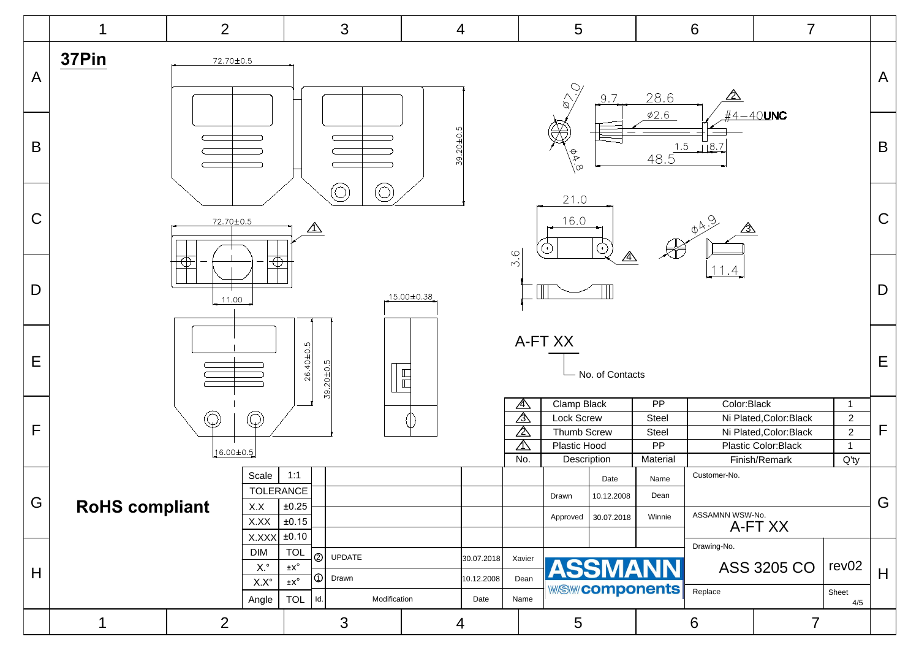# 37Pin

72.70±0.5

39.20±0.5

72.70±0.5

11.00

15.00±0.38

26.40±0.5

39.20±0.5

16.00±0.5

Ø7.0

9.7

28.6

Ø2.6

#4-40**UNC**

Ø4.8

1.5

8.7

48.5

21.0

16.0

3.6

Ø4.9

11.4

A-FT XX

No. of Contacts

| No. | Description | Material | Finish/Remark | Q'ty |
|---|---|---|---|---|
| 4 | Clamp Black | PP | Color:Black | 1 |
| 3 | Lock Screw | Steel | Ni Plated,Color:Black | 2 |
| 2 | Thumb Screw | Steel | Ni Plated,Color:Black | 2 |
| 1 | Plastic Hood | PP | Plastic Color:Black | 1 |

**RoHS compliant**

| Scale | 1:1 |
|---|---|
| TOLERANCE | |
| X.X | ±0.25 |
| X.XX | ±0.15 |
| X.XXX | ±0.10 |
| DIM | TOL |
| X.° | ±x° |
| X.X° | ±x° |
| Angle | TOL |

| Id. | Modification | Date | Name |
|---|---|---|---|
| 2 | UPDATE | 30.07.2018 | Xavier |
| 1 | Drawn | 10.12.2008 | Dean |

| | Date | Name |
|---|---|---|
| Drawn | 10.12.2008 | Dean |
| Approved | 30.07.2018 | Winnie |

ASSMANN WSW components

Customer-No.

ASSAMNN WSW-No. A-FT XX

Drawing-No. ASS 3205 CO rev02

Replace

Sheet 4/5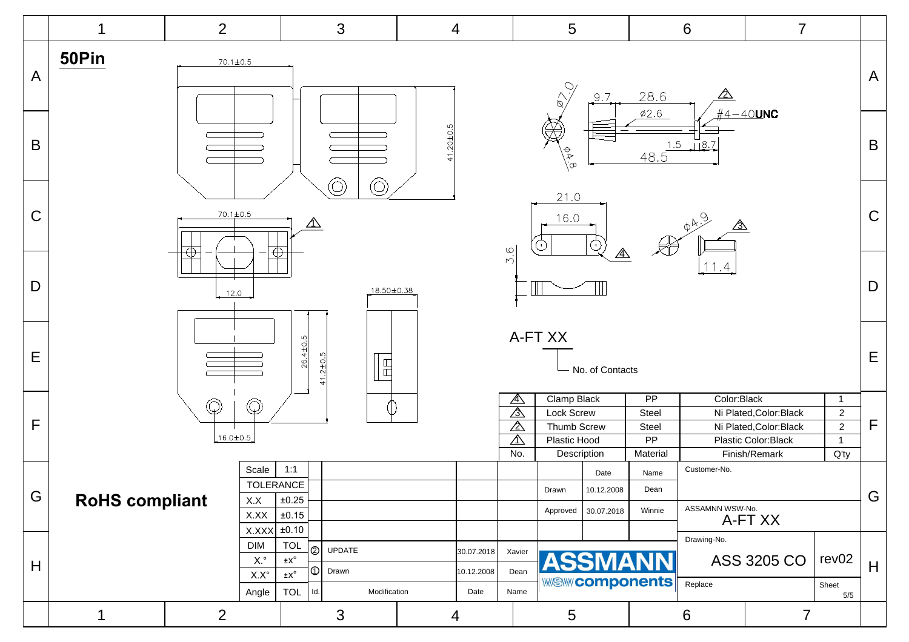## 50Pin

70.1±0.5

41.20±0.5

70.1±0.5

12.0

18.50±0.38

26.4±0.5

41.2±0.5

16.0±0.5

Ø7.0

Ø4.8

9.7

28.6

Ø2.6

#4-40**UNC**

1.5

8.7

48.5

21.0

16.0

3.6

Ø4.9

11.4

A-FT XX

No. of Contacts

| No. | Description | Material | Finish/Remark | Q'ty |
|---|---|---|---|---|
| 4 | Clamp Black | PP | Color:Black | 1 |
| 3 | Lock Screw | Steel | Ni Plated,Color:Black | 2 |
| 2 | Thumb Screw | Steel | Ni Plated,Color:Black | 2 |
| 1 | Plastic Hood | PP | Plastic Color:Black | 1 |

**RoHS compliant**

| | |
|---|---|
| Scale | 1:1 |
| TOLERANCE | |
| X.X | ±0.25 |
| X.XX | ±0.15 |
| X.XXX | ±0.10 |
| DIM | TOL |
| X.° | ±x° |
| X.X° | ±x° |
| Angle | TOL |

| Id. | Modification | Date | Name |
|---|---|---|---|
| 2 | UPDATE | 30.07.2018 | Xavier |
| 1 | Drawn | 10.12.2008 | Dean |

| | Date | Name |
|---|---|---|
| Drawn | 10.12.2008 | Dean |
| Approved | 30.07.2018 | Winnie |

ASSMANN WSW components

Customer-No.

ASSAMNN WSW-No. A-FT XX

Drawing-No. ASS 3205 CO rev02

Replace

Sheet 5/5